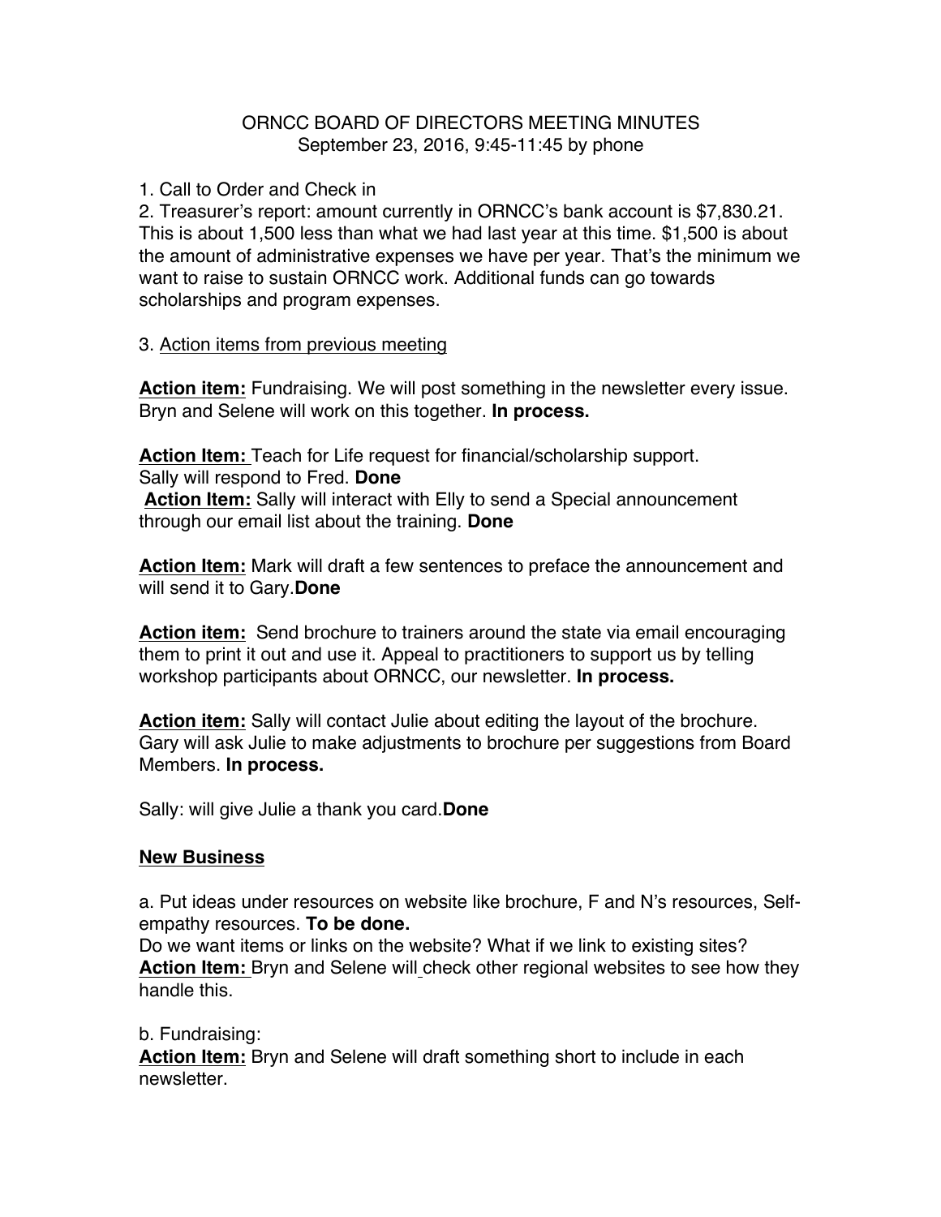ORNCC BOARD OF DIRECTORS MEETING MINUTES
September 23, 2016, 9:45-11:45 by phone

1. Call to Order and Check in
2. Treasurer's report: amount currently in ORNCC's bank account is $7,830.21. This is about 1,500 less than what we had last year at this time. $1,500 is about the amount of administrative expenses we have per year. That's the minimum we want to raise to sustain ORNCC work. Additional funds can go towards scholarships and program expenses.

3. Action items from previous meeting

**Action item:** Fundraising. We will post something in the newsletter every issue. Bryn and Selene will work on this together. **In process.**

**Action Item:** Teach for Life request for financial/scholarship support. Sally will respond to Fred. **Done**
**Action Item:** Sally will interact with Elly to send a Special announcement through our email list about the training. **Done**

**Action Item:** Mark will draft a few sentences to preface the announcement and will send it to Gary. **Done**

**Action item:** Send brochure to trainers around the state via email encouraging them to print it out and use it. Appeal to practitioners to support us by telling workshop participants about ORNCC, our newsletter. **In process.**

**Action item:** Sally will contact Julie about editing the layout of the brochure. Gary will ask Julie to make adjustments to brochure per suggestions from Board Members. **In process.**

Sally: will give Julie a thank you card. **Done**

**New Business**

a. Put ideas under resources on website like brochure, F and N's resources, Self-empathy resources. **To be done.**
Do we want items or links on the website? What if we link to existing sites?
**Action Item:** Bryn and Selene will check other regional websites to see how they handle this.

b. Fundraising:
**Action Item:** Bryn and Selene will draft something short to include in each newsletter.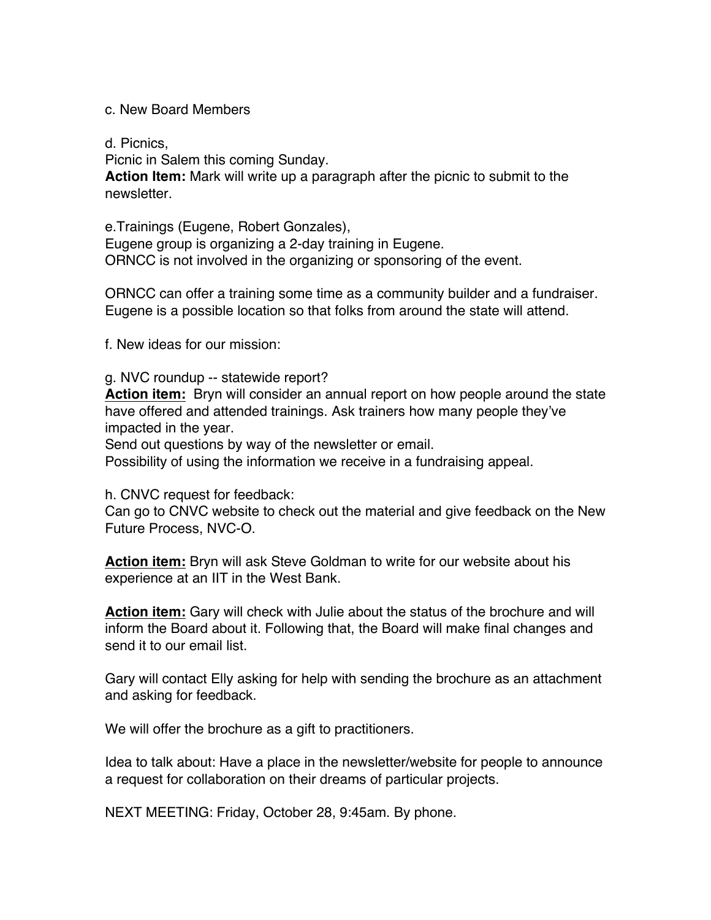c. New Board Members

d. Picnics,
Picnic in Salem this coming Sunday.
**Action Item:** Mark will write up a paragraph after the picnic to submit to the newsletter.

e.Trainings (Eugene, Robert Gonzales),
Eugene group is organizing a 2-day training in Eugene.
ORNCC is not involved in the organizing or sponsoring of the event.

ORNCC can offer a training some time as a community builder and a fundraiser. Eugene is a possible location so that folks from around the state will attend.

f. New ideas for our mission:

g. NVC roundup -- statewide report?
**Action item:** Bryn will consider an annual report on how people around the state have offered and attended trainings. Ask trainers how many people they've impacted in the year.
Send out questions by way of the newsletter or email.
Possibility of using the information we receive in a fundraising appeal.

h. CNVC request for feedback:
Can go to CNVC website to check out the material and give feedback on the New Future Process, NVC-O.

**Action item:** Bryn will ask Steve Goldman to write for our website about his experience at an IIT in the West Bank.

**Action item:** Gary will check with Julie about the status of the brochure and will inform the Board about it. Following that, the Board will make final changes and send it to our email list.

Gary will contact Elly asking for help with sending the brochure as an attachment and asking for feedback.

We will offer the brochure as a gift to practitioners.

Idea to talk about: Have a place in the newsletter/website for people to announce a request for collaboration on their dreams of particular projects.

NEXT MEETING: Friday, October 28, 9:45am. By phone.